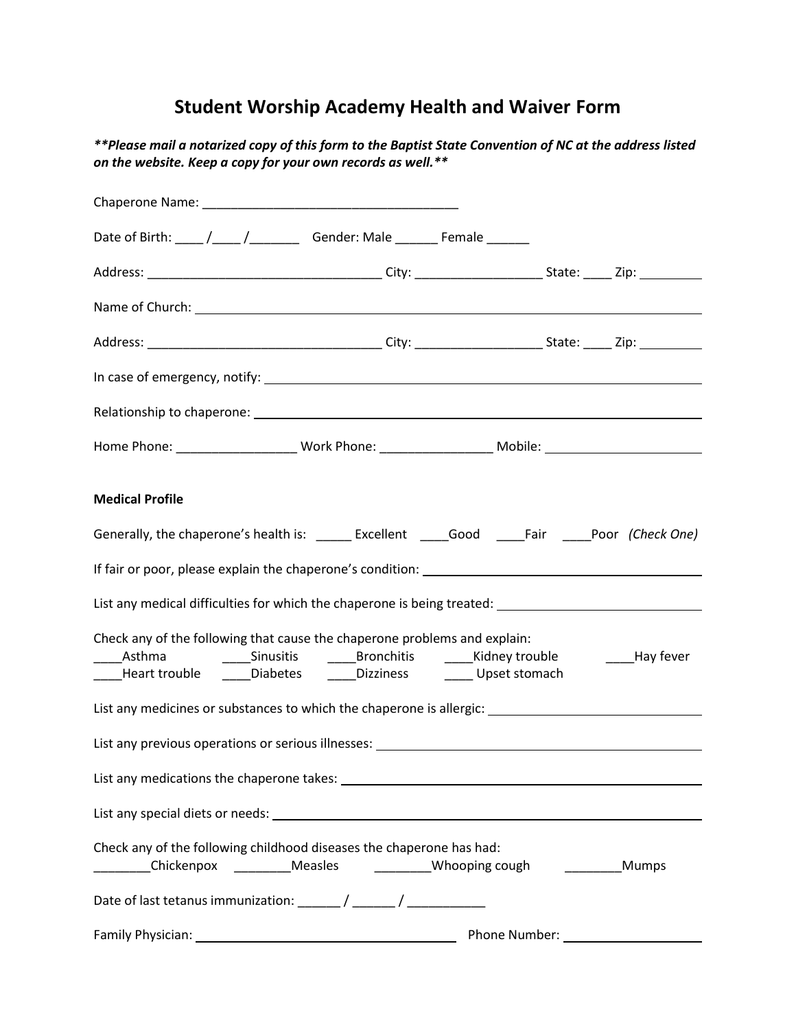# Student Worship Academy Health and Waiver Form

***\*\*Please mail a notarized copy of this form to the Baptist State Convention of NC at the address listed on the website. Keep a copy for your own records as well.\*\****

Chaperone Name: ___________________________________

Date of Birth: ____ /____ /_______ Gender: Male ______ Female ______

Address: _________________________________ City: _________________ State: ____ Zip: _________

Name of Church: ______________________________________________________________

Address: _________________________________ City: _________________ State: ____ Zip: _________

In case of emergency, notify: ______________________________________________________

Relationship to chaperone: _______________________________________________________

Home Phone: ________________ Work Phone: _______________ Mobile: _____________________

**Medical Profile**

Generally, the chaperone's health is: _____ Excellent ____Good ____Fair ____Poor *(Check One)*

If fair or poor, please explain the chaperone's condition: _________________________________

List any medical difficulties for which the chaperone is being treated: ________________________

Check any of the following that cause the chaperone problems and explain:

____Asthma ____Sinusitis ____Bronchitis ____Kidney trouble ____Hay fever

____Heart trouble ____Diabetes ____Dizziness ____ Upset stomach

List any medicines or substances to which the chaperone is allergic: ___________________________

List any previous operations or serious illnesses: ____________________________________________

List any medications the chaperone takes: __________________________________________________

List any special diets or needs: ___________________________________________________________

Check any of the following childhood diseases the chaperone has had:

________Chickenpox ________Measles ________Whooping cough ________Mumps

Date of last tetanus immunization: ______ / ______ / ___________

Family Physician: ___________________________________ Phone Number: ___________________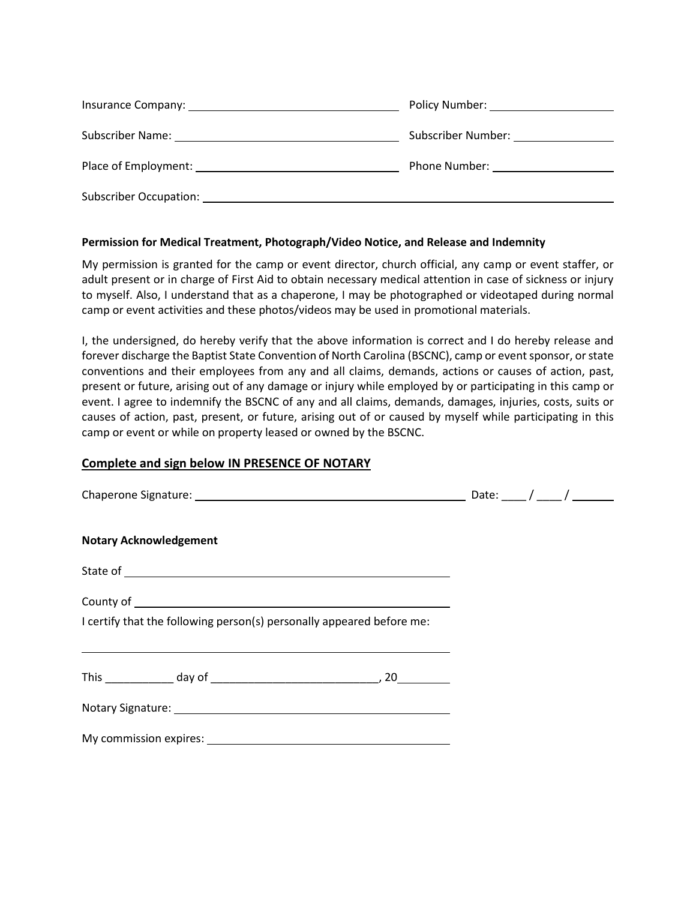Insurance Company: ______________________________ Policy Number: ____________________

Subscriber Name: ______________________________ Subscriber Number: ________________

Place of Employment: ______________________________ Phone Number: ____________________

Subscriber Occupation: ________________________________________________________________

**Permission for Medical Treatment, Photograph/Video Notice, and Release and Indemnity**

My permission is granted for the camp or event director, church official, any camp or event staffer, or adult present or in charge of First Aid to obtain necessary medical attention in case of sickness or injury to myself. Also, I understand that as a chaperone, I may be photographed or videotaped during normal camp or event activities and these photos/videos may be used in promotional materials.

I, the undersigned, do hereby verify that the above information is correct and I do hereby release and forever discharge the Baptist State Convention of North Carolina (BSCNC), camp or event sponsor, or state conventions and their employees from any and all claims, demands, actions or causes of action, past, present or future, arising out of any damage or injury while employed by or participating in this camp or event. I agree to indemnify the BSCNC of any and all claims, demands, damages, injuries, costs, suits or causes of action, past, present, or future, arising out of or caused by myself while participating in this camp or event or while on property leased or owned by the BSCNC.

**Complete and sign below IN PRESENCE OF NOTARY**

Chaperone Signature: ______________________________________________ Date: ____ / ____ / _______

**Notary Acknowledgement**

State of ______________________________________________

County of ______________________________________________

I certify that the following person(s) personally appeared before me:

______________________________________________

This ___________ day of ___________________________, 20________

Notary Signature: ______________________________________________

My commission expires: ______________________________________________